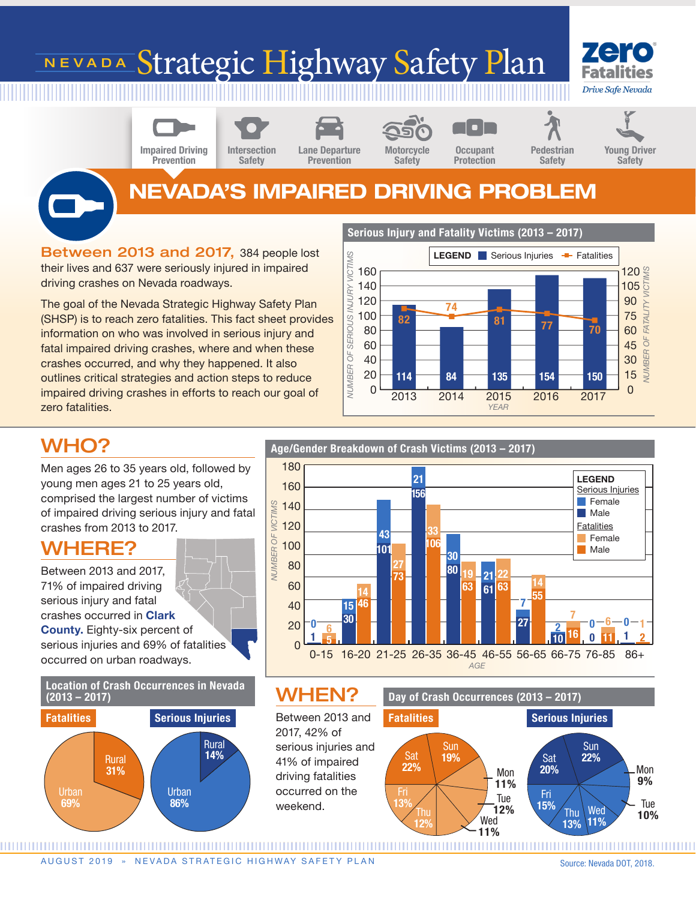# NEVADA Strategic Highway Safety Plan

zero Fatalities — Drive Safe Nevada

Impaired Driving Prevention | Intersection Safety | Lane Departure Prevention | Motorcycle Safety | Occupant Protection | Pedestrian Safety | Young Driver Safety

## NEVADA'S IMPAIRED DRIVING PROBLEM

**Between 2013 and 2017,** 384 people lost their lives and 637 were seriously injured in impaired driving crashes on Nevada roadways.

The goal of the Nevada Strategic Highway Safety Plan (SHSP) is to reach zero fatalities. This fact sheet provides information on who was involved in serious injury and fatal impaired driving crashes, where and when these crashes occurred, and why they happened. It also outlines critical strategies and action steps to reduce impaired driving crashes in efforts to reach our goal of zero fatalities.

### Serious Injury and Fatality Victims (2013 – 2017)

| Year | Serious Injuries | Fatalities |
|---|---|---|
| 2013 | 114 | 82 |
| 2014 | 84 | 74 |
| 2015 | 135 | 81 |
| 2016 | 154 | 77 |
| 2017 | 150 | 70 |

## WHO?

Men ages 26 to 35 years old, followed by young men ages 21 to 25 years old, comprised the largest number of victims of impaired driving serious injury and fatal crashes from 2013 to 2017.

### Age/Gender Breakdown of Crash Victims (2013 – 2017)

| Age | Serious Injuries – Female | Serious Injuries – Male | Fatalities – Female | Fatalities – Male |
|---|---|---|---|---|
| 0-15 | 0 | 1 | 6 | 5 |
| 16-20 | 15 | 30 | 14 | 46 |
| 21-25 | 43 | 101 | 27 | 73 |
| 26-35 | 21 | 156 | 33 | 106 |
| 36-45 | 30 | 80 | 19 | 63 |
| 46-55 | 21 | 61 | 22 | 63 |
| 56-65 | 7 | 27 | 14 | 55 |
| 66-75 | 2 | 10 | 7 | 16 |
| 76-85 | 0 | 0 | 6 | 11 |
| 86+ | 0 | 1 | 1 | 2 |

## WHERE?

Between 2013 and 2017, 71% of impaired driving serious injury and fatal crashes occurred in **Clark County.** Eighty-six percent of serious injuries and 69% of fatalities occurred on urban roadways.

### Location of Crash Occurrences in Nevada (2013 – 2017)

| Location | Fatalities | Serious Injuries |
|---|---|---|
| Urban | 69% | 86% |
| Rural | 31% | 14% |

## WHEN?

Between 2013 and 2017, 42% of serious injuries and 41% of impaired driving fatalities occurred on the weekend.

### Day of Crash Occurrences (2013 – 2017)

| Day | Fatalities | Serious Injuries |
|---|---|---|
| Sun | 19% | 22% |
| Mon | 11% | 9% |
| Tue | 12% | 10% |
| Wed | 11% | 11% |
| Thu | 12% | 13% |
| Fri | 13% | 15% |
| Sat | 22% | 20% |

AUGUST 2019 » NEVADA STRATEGIC HIGHWAY SAFETY PLAN

Source: Nevada DOT, 2018.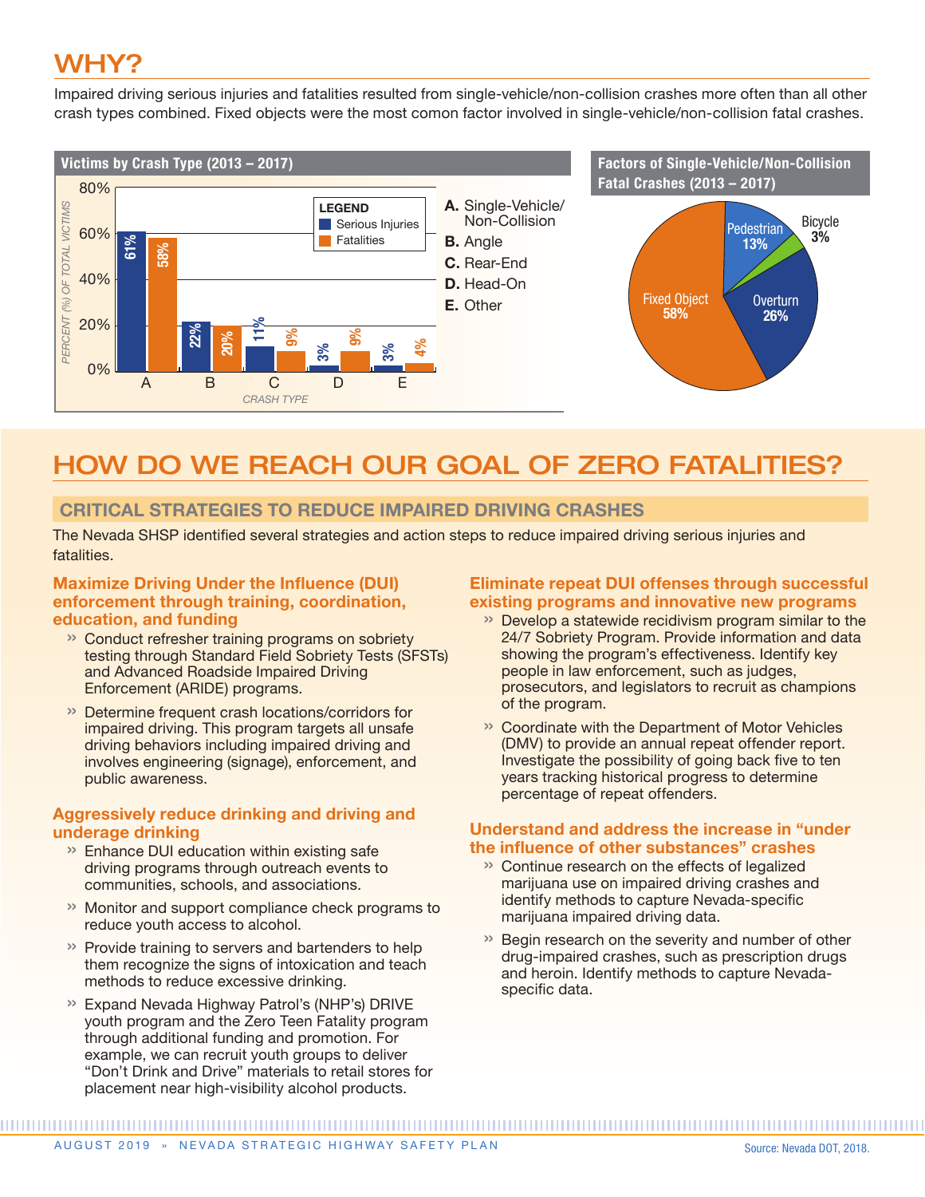# WHY?

Impaired driving serious injuries and fatalities resulted from single-vehicle/non-collision crashes more often than all other crash types combined. Fixed objects were the most comon factor involved in single-vehicle/non-collision fatal crashes.

**Victims by Crash Type (2013 – 2017)**

PERCENT (%) OF TOTAL VICTIMS

80%
60%
40%
20%
0%

LEGEND
Serious Injuries
Fatalities

61%
58%
22%
20%
11%
9%
3%
9%
3%
4%

A B C D E

CRASH TYPE

A. Single-Vehicle/ Non-Collision
B. Angle
C. Rear-End
D. Head-On
E. Other

**Factors of Single-Vehicle/Non-Collision Fatal Crashes (2013 – 2017)**

Pedestrian 13%
Bicycle 3%
Overturn 26%
Fixed Object 58%

# HOW DO WE REACH OUR GOAL OF ZERO FATALITIES?

## CRITICAL STRATEGIES TO REDUCE IMPAIRED DRIVING CRASHES

The Nevada SHSP identified several strategies and action steps to reduce impaired driving serious injuries and fatalities.

### Maximize Driving Under the Influence (DUI) enforcement through training, coordination, education, and funding

- Conduct refresher training programs on sobriety testing through Standard Field Sobriety Tests (SFSTs) and Advanced Roadside Impaired Driving Enforcement (ARIDE) programs.
- Determine frequent crash locations/corridors for impaired driving. This program targets all unsafe driving behaviors including impaired driving and involves engineering (signage), enforcement, and public awareness.

### Aggressively reduce drinking and driving and underage drinking

- Enhance DUI education within existing safe driving programs through outreach events to communities, schools, and associations.
- Monitor and support compliance check programs to reduce youth access to alcohol.
- Provide training to servers and bartenders to help them recognize the signs of intoxication and teach methods to reduce excessive drinking.
- Expand Nevada Highway Patrol's (NHP's) DRIVE youth program and the Zero Teen Fatality program through additional funding and promotion. For example, we can recruit youth groups to deliver "Don't Drink and Drive" materials to retail stores for placement near high-visibility alcohol products.

### Eliminate repeat DUI offenses through successful existing programs and innovative new programs

- Develop a statewide recidivism program similar to the 24/7 Sobriety Program. Provide information and data showing the program's effectiveness. Identify key people in law enforcement, such as judges, prosecutors, and legislators to recruit as champions of the program.
- Coordinate with the Department of Motor Vehicles (DMV) to provide an annual repeat offender report. Investigate the possibility of going back five to ten years tracking historical progress to determine percentage of repeat offenders.

### Understand and address the increase in "under the influence of other substances" crashes

- Continue research on the effects of legalized marijuana use on impaired driving crashes and identify methods to capture Nevada-specific marijuana impaired driving data.
- Begin research on the severity and number of other drug-impaired crashes, such as prescription drugs and heroin. Identify methods to capture Nevada-specific data.

Source: Nevada DOT, 2018.